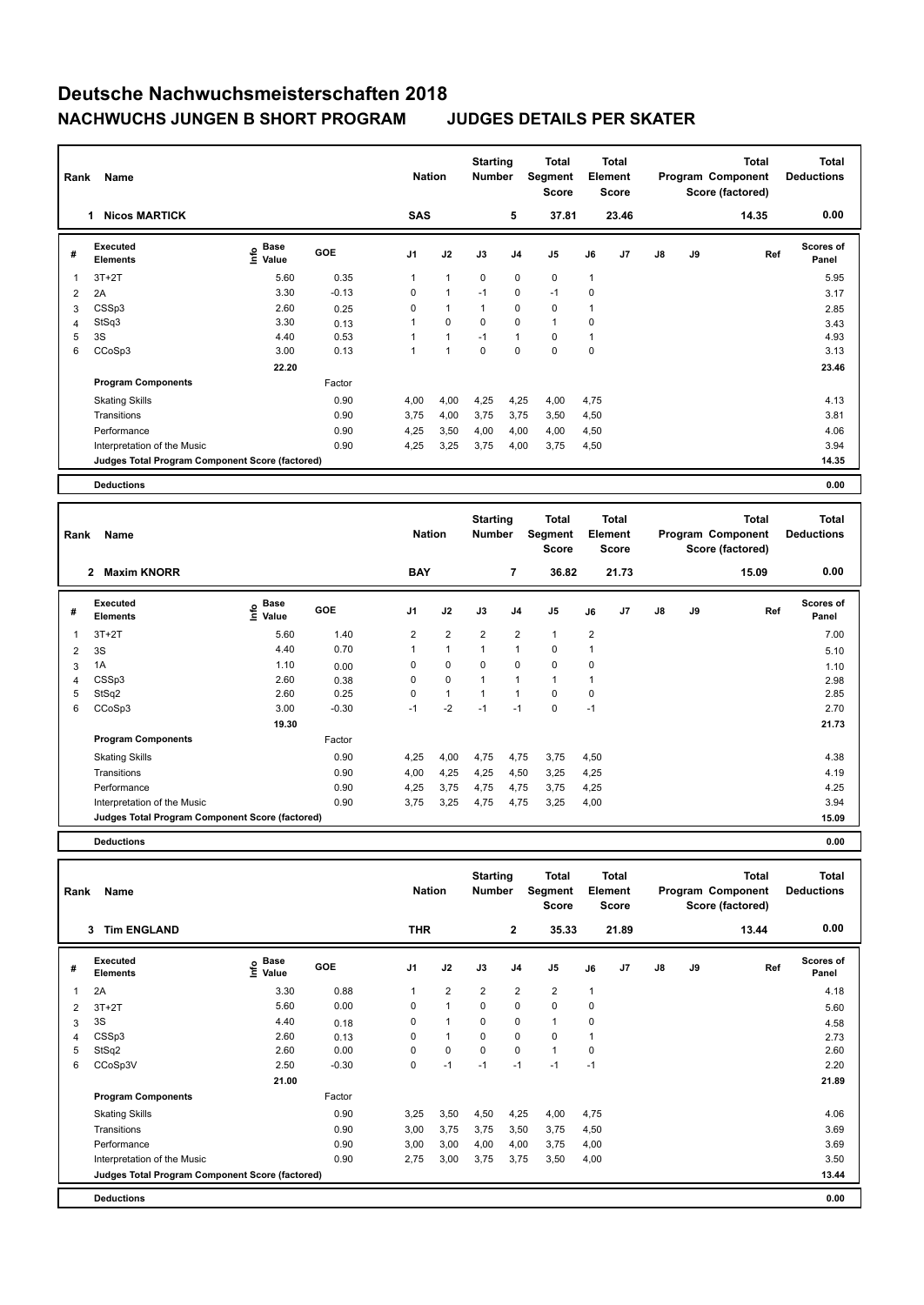# Deutsche Nachwuchsmeisterschaften 2018

## NACHWUCHS JUNGEN B SHORT PROGRAM        JUDGES DETAILS PER SKATER

| Rank | Name | Nation | Starting Number | Total Segment Score | Total Element Score | Total Program Component Score (factored) | Total Deductions |
|---|---|---|---|---|---|---|---|
| 1 | Nicos MARTICK | SAS | 5 | 37.81 | 23.46 | 14.35 | 0.00 |

| # | Executed Elements | Info | Base Value | GOE | J1 | J2 | J3 | J4 | J5 | J6 | J7 | J8 | J9 | Ref | Scores of Panel |
|---|---|---|---|---|---|---|---|---|---|---|---|---|---|---|---|
| 1 | 3T+2T | | 5.60 | 0.35 | 1 | 1 | 0 | 0 | 0 | 1 | | | | | 5.95 |
| 2 | 2A | | 3.30 | -0.13 | 0 | 1 | -1 | 0 | -1 | 0 | | | | | 3.17 |
| 3 | CSSp3 | | 2.60 | 0.25 | 0 | 1 | 1 | 0 | 0 | 1 | | | | | 2.85 |
| 4 | StSq3 | | 3.30 | 0.13 | 1 | 0 | 0 | 0 | 1 | 0 | | | | | 3.43 |
| 5 | 3S | | 4.40 | 0.53 | 1 | 1 | -1 | 1 | 0 | 1 | | | | | 4.93 |
| 6 | CCoSp3 | | 3.00 | 0.13 | 1 | 1 | 0 | 0 | 0 | 0 | | | | | 3.13 |
| | | | 22.20 | | | | | | | | | | | | 23.46 |

| Program Components | Factor | J1 | J2 | J3 | J4 | J5 | J6 | J7 | J8 | J9 | | Scores of Panel |
|---|---|---|---|---|---|---|---|---|---|---|---|---|
| Skating Skills | 0.90 | 4,00 | 4,00 | 4,25 | 4,25 | 4,00 | 4,75 | | | | | 4.13 |
| Transitions | 0.90 | 3,75 | 4,00 | 3,75 | 3,75 | 3,50 | 4,50 | | | | | 3.81 |
| Performance | 0.90 | 4,25 | 3,50 | 4,00 | 4,00 | 4,00 | 4,50 | | | | | 4.06 |
| Interpretation of the Music | 0.90 | 4,25 | 3,25 | 3,75 | 4,00 | 3,75 | 4,50 | | | | | 3.94 |
| Judges Total Program Component Score (factored) | | | | | | | | | | | | 14.35 |

| Deductions | 0.00 |
|---|---|

| Rank | Name | Nation | Starting Number | Total Segment Score | Total Element Score | Total Program Component Score (factored) | Total Deductions |
|---|---|---|---|---|---|---|---|
| 2 | Maxim KNORR | BAY | 7 | 36.82 | 21.73 | 15.09 | 0.00 |

| # | Executed Elements | Info | Base Value | GOE | J1 | J2 | J3 | J4 | J5 | J6 | J7 | J8 | J9 | Ref | Scores of Panel |
|---|---|---|---|---|---|---|---|---|---|---|---|---|---|---|---|
| 1 | 3T+2T | | 5.60 | 1.40 | 2 | 2 | 2 | 2 | 1 | 2 | | | | | 7.00 |
| 2 | 3S | | 4.40 | 0.70 | 1 | 1 | 1 | 1 | 0 | 1 | | | | | 5.10 |
| 3 | 1A | | 1.10 | 0.00 | 0 | 0 | 0 | 0 | 0 | 0 | | | | | 1.10 |
| 4 | CSSp3 | | 2.60 | 0.38 | 0 | 0 | 1 | 1 | 1 | 1 | | | | | 2.98 |
| 5 | StSq2 | | 2.60 | 0.25 | 0 | 1 | 1 | 1 | 0 | 0 | | | | | 2.85 |
| 6 | CCoSp3 | | 3.00 | -0.30 | -1 | -2 | -1 | -1 | 0 | -1 | | | | | 2.70 |
| | | | 19.30 | | | | | | | | | | | | 21.73 |

| Program Components | Factor | J1 | J2 | J3 | J4 | J5 | J6 | J7 | J8 | J9 | | Scores of Panel |
|---|---|---|---|---|---|---|---|---|---|---|---|---|
| Skating Skills | 0.90 | 4,25 | 4,00 | 4,75 | 4,75 | 3,75 | 4,50 | | | | | 4.38 |
| Transitions | 0.90 | 4,00 | 4,25 | 4,25 | 4,50 | 3,25 | 4,25 | | | | | 4.19 |
| Performance | 0.90 | 4,25 | 3,75 | 4,75 | 4,75 | 3,75 | 4,25 | | | | | 4.25 |
| Interpretation of the Music | 0.90 | 3,75 | 3,25 | 4,75 | 4,75 | 3,25 | 4,00 | | | | | 3.94 |
| Judges Total Program Component Score (factored) | | | | | | | | | | | | 15.09 |

| Deductions | 0.00 |
|---|---|

| Rank | Name | Nation | Starting Number | Total Segment Score | Total Element Score | Total Program Component Score (factored) | Total Deductions |
|---|---|---|---|---|---|---|---|
| 3 | Tim ENGLAND | THR | 2 | 35.33 | 21.89 | 13.44 | 0.00 |

| # | Executed Elements | Info | Base Value | GOE | J1 | J2 | J3 | J4 | J5 | J6 | J7 | J8 | J9 | Ref | Scores of Panel |
|---|---|---|---|---|---|---|---|---|---|---|---|---|---|---|---|
| 1 | 2A | | 3.30 | 0.88 | 1 | 2 | 2 | 2 | 2 | 1 | | | | | 4.18 |
| 2 | 3T+2T | | 5.60 | 0.00 | 0 | 1 | 0 | 0 | 0 | 0 | | | | | 5.60 |
| 3 | 3S | | 4.40 | 0.18 | 0 | 1 | 0 | 0 | 1 | 0 | | | | | 4.58 |
| 4 | CSSp3 | | 2.60 | 0.13 | 0 | 1 | 0 | 0 | 0 | 1 | | | | | 2.73 |
| 5 | StSq2 | | 2.60 | 0.00 | 0 | 0 | 0 | 0 | 1 | 0 | | | | | 2.60 |
| 6 | CCoSp3V | | 2.50 | -0.30 | 0 | -1 | -1 | -1 | -1 | -1 | | | | | 2.20 |
| | | | 21.00 | | | | | | | | | | | | 21.89 |

| Program Components | Factor | J1 | J2 | J3 | J4 | J5 | J6 | J7 | J8 | J9 | | Scores of Panel |
|---|---|---|---|---|---|---|---|---|---|---|---|---|
| Skating Skills | 0.90 | 3,25 | 3,50 | 4,50 | 4,25 | 4,00 | 4,75 | | | | | 4.06 |
| Transitions | 0.90 | 3,00 | 3,75 | 3,75 | 3,50 | 3,75 | 4,50 | | | | | 3.69 |
| Performance | 0.90 | 3,00 | 3,00 | 4,00 | 4,00 | 3,75 | 4,00 | | | | | 3.69 |
| Interpretation of the Music | 0.90 | 2,75 | 3,00 | 3,75 | 3,75 | 3,50 | 4,00 | | | | | 3.50 |
| Judges Total Program Component Score (factored) | | | | | | | | | | | | 13.44 |

| Deductions | 0.00 |
|---|---|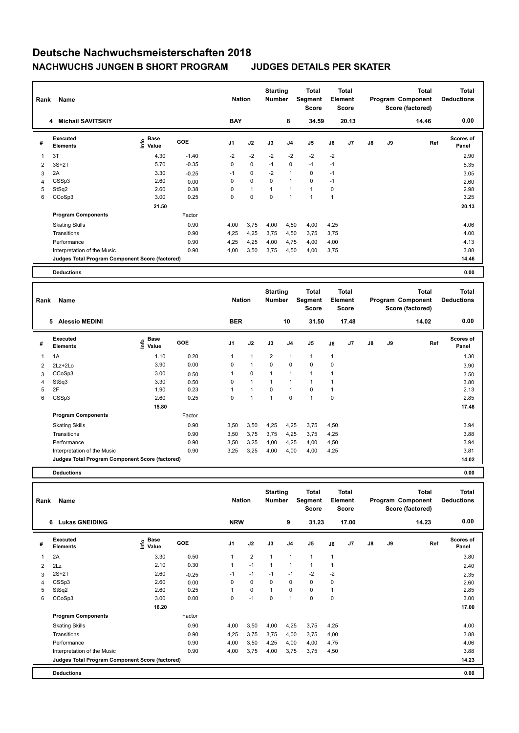# Deutsche Nachwuchsmeisterschaften 2018

## NACHWUCHS JUNGEN B SHORT PROGRAM JUDGES DETAILS PER SKATER

| Rank | Name | Nation | Starting Number | Total Segment Score | Total Element Score | Total Program Component Score (factored) | Total Deductions |
|---|---|---|---|---|---|---|---|
| 4 | Michail SAVITSKIY | BAY | 8 | 34.59 | 20.13 | 14.46 | 0.00 |

| # | Executed Elements | Info | Base Value | GOE | J1 | J2 | J3 | J4 | J5 | J6 | J7 | J8 | J9 | Ref | Scores of Panel |
|---|---|---|---|---|---|---|---|---|---|---|---|---|---|---|---|
| 1 | 3T | | 4.30 | -1.40 | -2 | -2 | -2 | -2 | -2 | -2 | | | | | 2.90 |
| 2 | 3S+2T | | 5.70 | -0.35 | 0 | 0 | -1 | 0 | -1 | -1 | | | | | 5.35 |
| 3 | 2A | | 3.30 | -0.25 | -1 | 0 | -2 | 1 | 0 | -1 | | | | | 3.05 |
| 4 | CSSp3 | | 2.60 | 0.00 | 0 | 0 | 0 | 1 | 0 | -1 | | | | | 2.60 |
| 5 | StSq2 | | 2.60 | 0.38 | 0 | 1 | 1 | 1 | 1 | 0 | | | | | 2.98 |
| 6 | CCoSp3 | | 3.00 | 0.25 | 0 | 0 | 0 | 1 | 1 | 1 | | | | | 3.25 |
| | | | 21.50 | | | | | | | | | | | | 20.13 |
| | **Program Components** | | | Factor | | | | | | | | | | | |
| | Skating Skills | | | 0.90 | 4,00 | 3,75 | 4,00 | 4,50 | 4,00 | 4,25 | | | | | 4.06 |
| | Transitions | | | 0.90 | 4,25 | 4,25 | 3,75 | 4,50 | 3,75 | 3,75 | | | | | 4.00 |
| | Performance | | | 0.90 | 4,25 | 4,25 | 4,00 | 4,75 | 4,00 | 4,00 | | | | | 4.13 |
| | Interpretation of the Music | | | 0.90 | 4,00 | 3,50 | 3,75 | 4,50 | 4,00 | 3,75 | | | | | 3.88 |
| | **Judges Total Program Component Score (factored)** | | | | | | | | | | | | | | 14.46 |
| | **Deductions** | | | | | | | | | | | | | | 0.00 |

| Rank | Name | Nation | Starting Number | Total Segment Score | Total Element Score | Total Program Component Score (factored) | Total Deductions |
|---|---|---|---|---|---|---|---|
| 5 | Alessio MEDINI | BER | 10 | 31.50 | 17.48 | 14.02 | 0.00 |

| # | Executed Elements | Info | Base Value | GOE | J1 | J2 | J3 | J4 | J5 | J6 | J7 | J8 | J9 | Ref | Scores of Panel |
|---|---|---|---|---|---|---|---|---|---|---|---|---|---|---|---|
| 1 | 1A | | 1.10 | 0.20 | 1 | 1 | 2 | 1 | 1 | 1 | | | | | 1.30 |
| 2 | 2Lz+2Lo | | 3.90 | 0.00 | 0 | 1 | 0 | 0 | 0 | 0 | | | | | 3.90 |
| 3 | CCoSp3 | | 3.00 | 0.50 | 1 | 0 | 1 | 1 | 1 | 1 | | | | | 3.50 |
| 4 | StSq3 | | 3.30 | 0.50 | 0 | 1 | 1 | 1 | 1 | 1 | | | | | 3.80 |
| 5 | 2F | | 1.90 | 0.23 | 1 | 1 | 0 | 1 | 0 | 1 | | | | | 2.13 |
| 6 | CSSp3 | | 2.60 | 0.25 | 0 | 1 | 1 | 0 | 1 | 0 | | | | | 2.85 |
| | | | 15.80 | | | | | | | | | | | | 17.48 |
| | **Program Components** | | | Factor | | | | | | | | | | | |
| | Skating Skills | | | 0.90 | 3,50 | 3,50 | 4,25 | 4,25 | 3,75 | 4,50 | | | | | 3.94 |
| | Transitions | | | 0.90 | 3,50 | 3,75 | 3,75 | 4,25 | 3,75 | 4,25 | | | | | 3.88 |
| | Performance | | | 0.90 | 3,50 | 3,25 | 4,00 | 4,25 | 4,00 | 4,50 | | | | | 3.94 |
| | Interpretation of the Music | | | 0.90 | 3,25 | 3,25 | 4,00 | 4,00 | 4,00 | 4,25 | | | | | 3.81 |
| | **Judges Total Program Component Score (factored)** | | | | | | | | | | | | | | 14.02 |
| | **Deductions** | | | | | | | | | | | | | | 0.00 |

| Rank | Name | Nation | Starting Number | Total Segment Score | Total Element Score | Total Program Component Score (factored) | Total Deductions |
|---|---|---|---|---|---|---|---|
| 6 | Lukas GNEIDING | NRW | 9 | 31.23 | 17.00 | 14.23 | 0.00 |

| # | Executed Elements | Info | Base Value | GOE | J1 | J2 | J3 | J4 | J5 | J6 | J7 | J8 | J9 | Ref | Scores of Panel |
|---|---|---|---|---|---|---|---|---|---|---|---|---|---|---|---|
| 1 | 2A | | 3.30 | 0.50 | 1 | 2 | 1 | 1 | 1 | 1 | | | | | 3.80 |
| 2 | 2Lz | | 2.10 | 0.30 | 1 | -1 | 1 | 1 | 1 | 1 | | | | | 2.40 |
| 3 | 2S+2T | | 2.60 | -0.25 | -1 | -1 | -1 | -1 | -2 | -2 | | | | | 2.35 |
| 4 | CSSp3 | | 2.60 | 0.00 | 0 | 0 | 0 | 0 | 0 | 0 | | | | | 2.60 |
| 5 | StSq2 | | 2.60 | 0.25 | 1 | 0 | 1 | 0 | 0 | 1 | | | | | 2.85 |
| 6 | CCoSp3 | | 3.00 | 0.00 | 0 | -1 | 0 | 1 | 0 | 0 | | | | | 3.00 |
| | | | 16.20 | | | | | | | | | | | | 17.00 |
| | **Program Components** | | | Factor | | | | | | | | | | | |
| | Skating Skills | | | 0.90 | 4,00 | 3,50 | 4,00 | 4,25 | 3,75 | 4,25 | | | | | 4.00 |
| | Transitions | | | 0.90 | 4,25 | 3,75 | 3,75 | 4,00 | 3,75 | 4,00 | | | | | 3.88 |
| | Performance | | | 0.90 | 4,00 | 3,50 | 4,25 | 4,00 | 4,00 | 4,75 | | | | | 4.06 |
| | Interpretation of the Music | | | 0.90 | 4,00 | 3,75 | 4,00 | 3,75 | 3,75 | 4,50 | | | | | 3.88 |
| | **Judges Total Program Component Score (factored)** | | | | | | | | | | | | | | 14.23 |
| | **Deductions** | | | | | | | | | | | | | | 0.00 |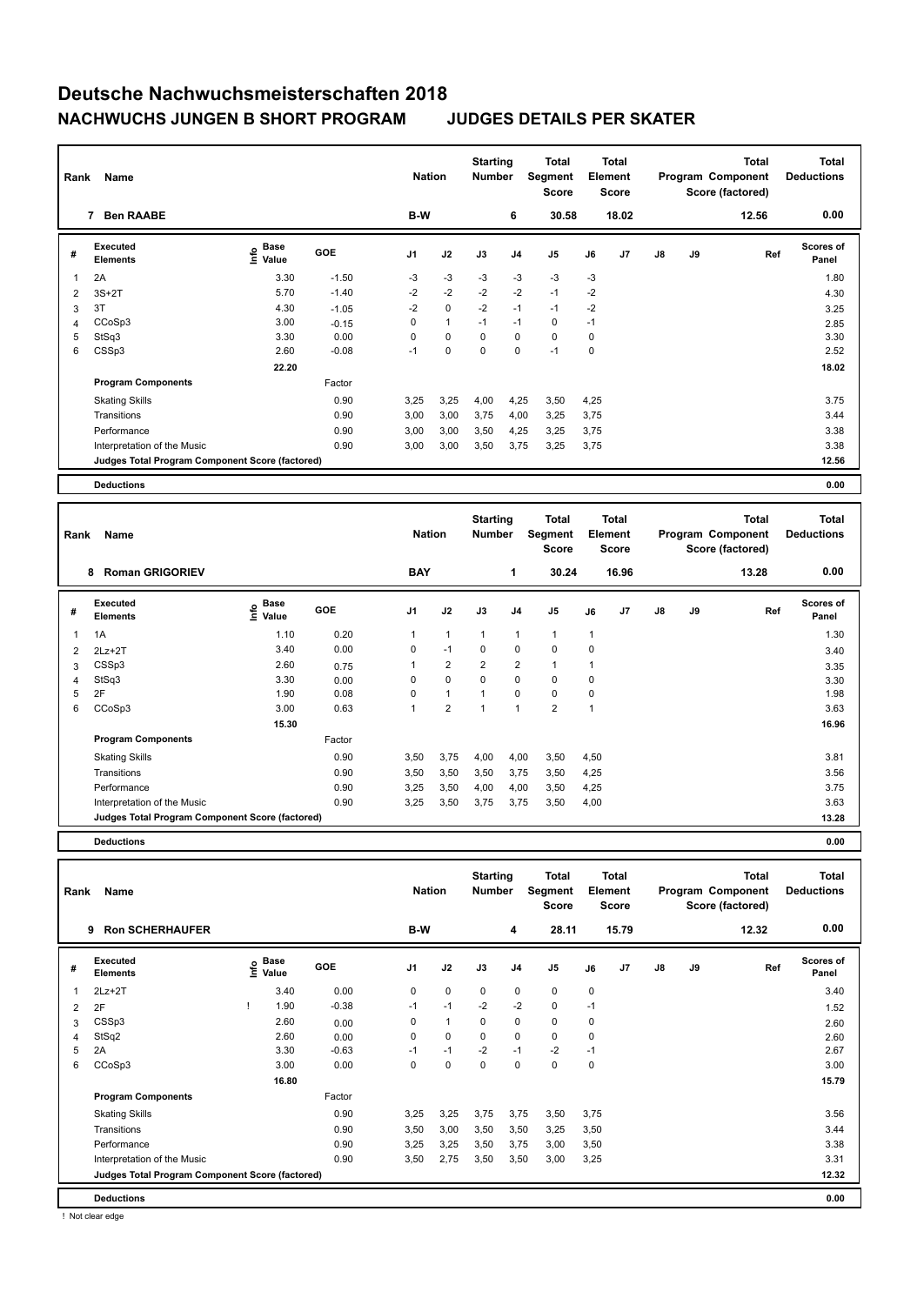# Deutsche Nachwuchsmeisterschaften 2018

## NACHWUCHS JUNGEN B SHORT PROGRAM JUDGES DETAILS PER SKATER

| Rank | Name | Nation | Starting Number | Total Segment Score | Total Element Score | Total Program Component Score (factored) | Total Deductions |
|---|---|---|---|---|---|---|---|
| 7 | Ben RAABE | B-W | 6 | 30.58 | 18.02 | 12.56 | 0.00 |

| # | Executed Elements | Info | Base Value | GOE | J1 | J2 | J3 | J4 | J5 | J6 | J7 | J8 | J9 | Ref | Scores of Panel |
|---|---|---|---|---|---|---|---|---|---|---|---|---|---|---|---|
| 1 | 2A | | 3.30 | -1.50 | -3 | -3 | -3 | -3 | -3 | -3 | | | | | 1.80 |
| 2 | 3S+2T | | 5.70 | -1.40 | -2 | -2 | -2 | -2 | -1 | -2 | | | | | 4.30 |
| 3 | 3T | | 4.30 | -1.05 | -2 | 0 | -2 | -1 | -1 | -2 | | | | | 3.25 |
| 4 | CCoSp3 | | 3.00 | -0.15 | 0 | 1 | -1 | -1 | 0 | -1 | | | | | 2.85 |
| 5 | StSq3 | | 3.30 | 0.00 | 0 | 0 | 0 | 0 | 0 | 0 | | | | | 3.30 |
| 6 | CSSp3 | | 2.60 | -0.08 | -1 | 0 | 0 | 0 | -1 | 0 | | | | | 2.52 |
| | | | 22.20 | | | | | | | | | | | | 18.02 |
| | **Program Components** | | | Factor | | | | | | | | | | | |
| | Skating Skills | | | 0.90 | 3,25 | 3,25 | 4,00 | 4,25 | 3,50 | 4,25 | | | | | 3.75 |
| | Transitions | | | 0.90 | 3,00 | 3,00 | 3,75 | 4,00 | 3,25 | 3,75 | | | | | 3.44 |
| | Performance | | | 0.90 | 3,00 | 3,00 | 3,50 | 4,25 | 3,25 | 3,75 | | | | | 3.38 |
| | Interpretation of the Music | | | 0.90 | 3,00 | 3,00 | 3,50 | 3,75 | 3,25 | 3,75 | | | | | 3.38 |
| | **Judges Total Program Component Score (factored)** | | | | | | | | | | | | | | 12.56 |
| | **Deductions** | | | | | | | | | | | | | | 0.00 |

| Rank | Name | Nation | Starting Number | Total Segment Score | Total Element Score | Total Program Component Score (factored) | Total Deductions |
|---|---|---|---|---|---|---|---|
| 8 | Roman GRIGORIEV | BAY | 1 | 30.24 | 16.96 | 13.28 | 0.00 |

| # | Executed Elements | Info | Base Value | GOE | J1 | J2 | J3 | J4 | J5 | J6 | J7 | J8 | J9 | Ref | Scores of Panel |
|---|---|---|---|---|---|---|---|---|---|---|---|---|---|---|---|
| 1 | 1A | | 1.10 | 0.20 | 1 | 1 | 1 | 1 | 1 | 1 | | | | | 1.30 |
| 2 | 2Lz+2T | | 3.40 | 0.00 | 0 | -1 | 0 | 0 | 0 | 0 | | | | | 3.40 |
| 3 | CSSp3 | | 2.60 | 0.75 | 1 | 2 | 2 | 2 | 1 | 1 | | | | | 3.35 |
| 4 | StSq3 | | 3.30 | 0.00 | 0 | 0 | 0 | 0 | 0 | 0 | | | | | 3.30 |
| 5 | 2F | | 1.90 | 0.08 | 0 | 1 | 1 | 0 | 0 | 0 | | | | | 1.98 |
| 6 | CCoSp3 | | 3.00 | 0.63 | 1 | 2 | 1 | 1 | 2 | 1 | | | | | 3.63 |
| | | | 15.30 | | | | | | | | | | | | 16.96 |
| | **Program Components** | | | Factor | | | | | | | | | | | |
| | Skating Skills | | | 0.90 | 3,50 | 3,75 | 4,00 | 4,00 | 3,50 | 4,50 | | | | | 3.81 |
| | Transitions | | | 0.90 | 3,50 | 3,50 | 3,50 | 3,75 | 3,50 | 4,25 | | | | | 3.56 |
| | Performance | | | 0.90 | 3,25 | 3,50 | 4,00 | 4,00 | 3,50 | 4,25 | | | | | 3.75 |
| | Interpretation of the Music | | | 0.90 | 3,25 | 3,50 | 3,75 | 3,75 | 3,50 | 4,00 | | | | | 3.63 |
| | **Judges Total Program Component Score (factored)** | | | | | | | | | | | | | | 13.28 |
| | **Deductions** | | | | | | | | | | | | | | 0.00 |

| Rank | Name | Nation | Starting Number | Total Segment Score | Total Element Score | Total Program Component Score (factored) | Total Deductions |
|---|---|---|---|---|---|---|---|
| 9 | Ron SCHERHAUFER | B-W | 4 | 28.11 | 15.79 | 12.32 | 0.00 |

| # | Executed Elements | Info | Base Value | GOE | J1 | J2 | J3 | J4 | J5 | J6 | J7 | J8 | J9 | Ref | Scores of Panel |
|---|---|---|---|---|---|---|---|---|---|---|---|---|---|---|---|
| 1 | 2Lz+2T | | 3.40 | 0.00 | 0 | 0 | 0 | 0 | 0 | 0 | | | | | 3.40 |
| 2 | 2F | ! | 1.90 | -0.38 | -1 | -1 | -2 | -2 | 0 | -1 | | | | | 1.52 |
| 3 | CSSp3 | | 2.60 | 0.00 | 0 | 1 | 0 | 0 | 0 | 0 | | | | | 2.60 |
| 4 | StSq2 | | 2.60 | 0.00 | 0 | 0 | 0 | 0 | 0 | 0 | | | | | 2.60 |
| 5 | 2A | | 3.30 | -0.63 | -1 | -1 | -2 | -1 | -2 | -1 | | | | | 2.67 |
| 6 | CCoSp3 | | 3.00 | 0.00 | 0 | 0 | 0 | 0 | 0 | 0 | | | | | 3.00 |
| | | | 16.80 | | | | | | | | | | | | 15.79 |
| | **Program Components** | | | Factor | | | | | | | | | | | |
| | Skating Skills | | | 0.90 | 3,25 | 3,25 | 3,75 | 3,75 | 3,50 | 3,75 | | | | | 3.56 |
| | Transitions | | | 0.90 | 3,50 | 3,00 | 3,50 | 3,50 | 3,25 | 3,50 | | | | | 3.44 |
| | Performance | | | 0.90 | 3,25 | 3,25 | 3,50 | 3,75 | 3,00 | 3,50 | | | | | 3.38 |
| | Interpretation of the Music | | | 0.90 | 3,50 | 2,75 | 3,50 | 3,50 | 3,00 | 3,25 | | | | | 3.31 |
| | **Judges Total Program Component Score (factored)** | | | | | | | | | | | | | | 12.32 |
| | **Deductions** | | | | | | | | | | | | | | 0.00 |

! Not clear edge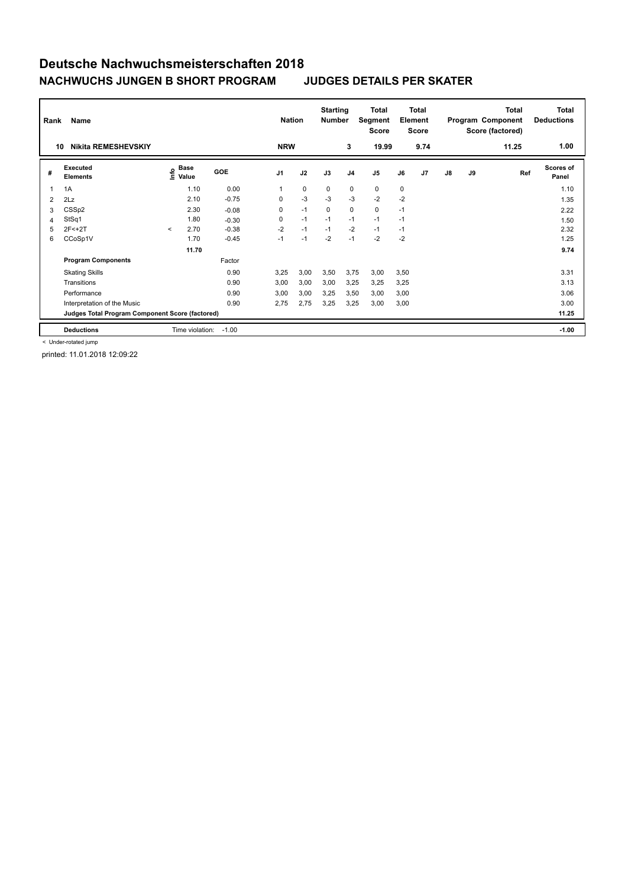# Deutsche Nachwuchsmeisterschaften 2018

## NACHWUCHS JUNGEN B SHORT PROGRAM JUDGES DETAILS PER SKATER

| Rank | Name | Nation | Starting Number | Total Segment Score | Total Element Score | Total Program Component Score (factored) | Total Deductions |
|---|---|---|---|---|---|---|---|
| 10 | Nikita REMESHEVSKIY | NRW | 3 | 19.99 | 9.74 | 11.25 | 1.00 |

| # | Executed Elements | Info | Base Value | GOE | J1 | J2 | J3 | J4 | J5 | J6 | J7 | J8 | J9 | Ref | Scores of Panel |
|---|---|---|---|---|---|---|---|---|---|---|---|---|---|---|---|
| 1 | 1A | | 1.10 | 0.00 | 1 | 0 | 0 | 0 | 0 | 0 | | | | | 1.10 |
| 2 | 2Lz | | 2.10 | -0.75 | 0 | -3 | -3 | -3 | -2 | -2 | | | | | 1.35 |
| 3 | CSSp2 | | 2.30 | -0.08 | 0 | -1 | 0 | 0 | 0 | -1 | | | | | 2.22 |
| 4 | StSq1 | | 1.80 | -0.30 | 0 | -1 | -1 | -1 | -1 | -1 | | | | | 1.50 |
| 5 | 2F<+2T | < | 2.70 | -0.38 | -2 | -1 | -1 | -2 | -1 | -1 | | | | | 2.32 |
| 6 | CCoSp1V | | 1.70 | -0.45 | -1 | -1 | -2 | -1 | -2 | -2 | | | | | 1.25 |
| | | | 11.70 | | | | | | | | | | | | 9.74 |
| | **Program Components** | | | Factor | | | | | | | | | | | |
| | Skating Skills | | | 0.90 | 3,25 | 3,00 | 3,50 | 3,75 | 3,00 | 3,50 | | | | | 3.31 |
| | Transitions | | | 0.90 | 3,00 | 3,00 | 3,00 | 3,25 | 3,25 | 3,25 | | | | | 3.13 |
| | Performance | | | 0.90 | 3,00 | 3,00 | 3,25 | 3,50 | 3,00 | 3,00 | | | | | 3.06 |
| | Interpretation of the Music | | | 0.90 | 2,75 | 2,75 | 3,25 | 3,25 | 3,00 | 3,00 | | | | | 3.00 |
| | **Judges Total Program Component Score (factored)** | | | | | | | | | | | | | | 11.25 |
| | **Deductions** | | Time violation: | -1.00 | | | | | | | | | | | -1.00 |

< Under-rotated jump

printed: 11.01.2018 12:09:22